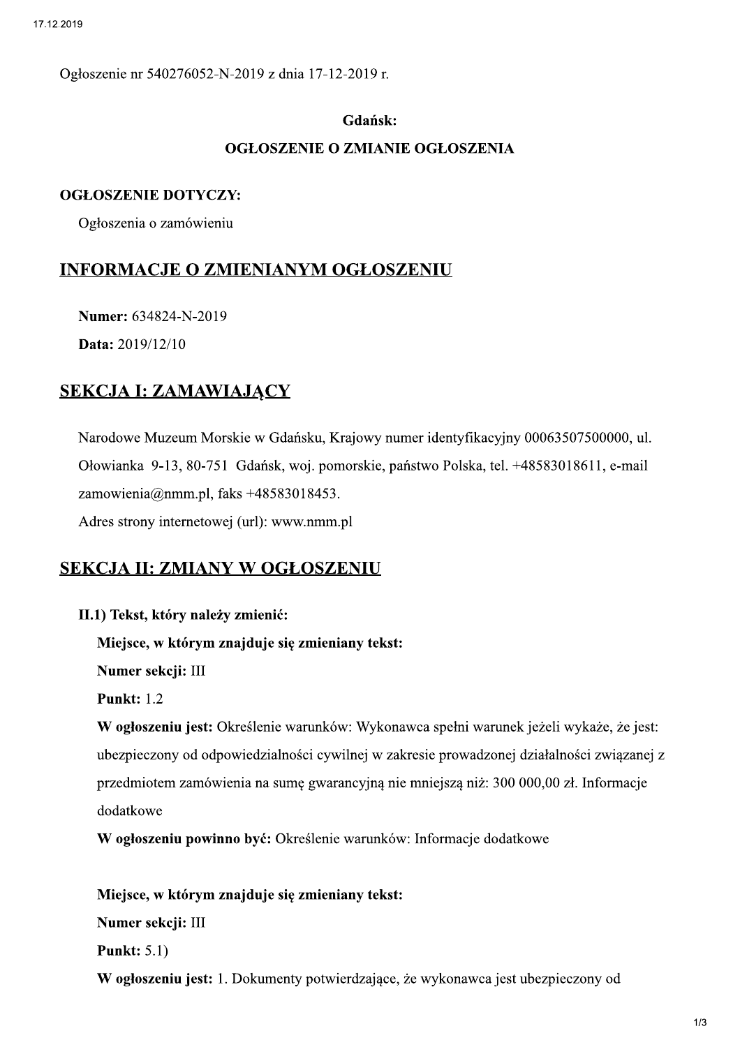Ogłoszenie nr 540276052-N-2019 z dnia 17-12-2019 r.

**Gdańsk:**

**OGŁOSZENIE O ZMIANIE OGŁOSZENIA**

**OGŁOSZENIE DOTYCZY:**

Ogłoszenia o zamówieniu

## INFORMACJE O ZMIENIANYM OGŁOSZENIU

**Numer:** 634824-N-2019

**Data:** 2019/12/10

## SEKCJA I: ZAMAWIAJĄCY

Narodowe Muzeum Morskie w Gdańsku, Krajowy numer identyfikacyjny 00063507500000, ul. Ołowianka 9-13, 80-751 Gdańsk, woj. pomorskie, państwo Polska, tel. +48583018611, e-mail zamowienia@nmm.pl, faks +48583018453.
Adres strony internetowej (url): www.nmm.pl

## SEKCJA II: ZMIANY W OGŁOSZENIU

**II.1) Tekst, który należy zmienić:**

**Miejsce, w którym znajduje się zmieniany tekst:**

**Numer sekcji:** III

**Punkt:** 1.2

**W ogłoszeniu jest:** Określenie warunków: Wykonawca spełni warunek jeżeli wykaże, że jest: ubezpieczony od odpowiedzialności cywilnej w zakresie prowadzonej działalności związanej z przedmiotem zamówienia na sumę gwarancyjną nie mniejszą niż: 300 000,00 zł. Informacje dodatkowe

**W ogłoszeniu powinno być:** Określenie warunków: Informacje dodatkowe

**Miejsce, w którym znajduje się zmieniany tekst:**

**Numer sekcji:** III

**Punkt:** 5.1)

**W ogłoszeniu jest:** 1. Dokumenty potwierdzające, że wykonawca jest ubezpieczony od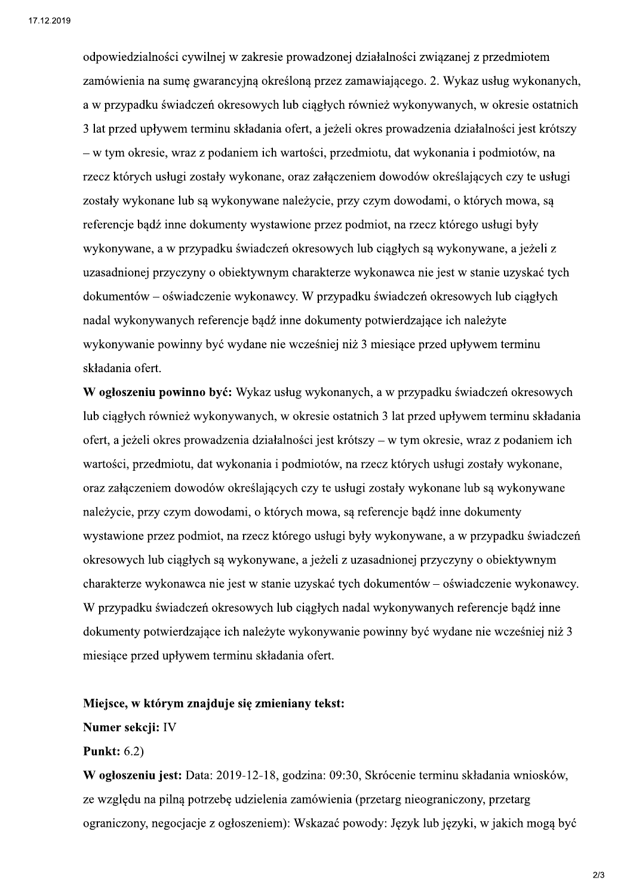odpowiedzialności cywilnej w zakresie prowadzonej działalności związanej z przedmiotem zamówienia na sumę gwarancyjną określoną przez zamawiającego. 2. Wykaz usług wykonanych, a w przypadku świadczeń okresowych lub ciągłych również wykonywanych, w okresie ostatnich 3 lat przed upływem terminu składania ofert, a jeżeli okres prowadzenia działalności jest krótszy – w tym okresie, wraz z podaniem ich wartości, przedmiotu, dat wykonania i podmiotów, na rzecz których usługi zostały wykonane, oraz załączeniem dowodów określających czy te usługi zostały wykonane lub są wykonywane należycie, przy czym dowodami, o których mowa, są referencje bądź inne dokumenty wystawione przez podmiot, na rzecz którego usługi były wykonywane, a w przypadku świadczeń okresowych lub ciągłych są wykonywane, a jeżeli z uzasadnionej przyczyny o obiektywnym charakterze wykonawca nie jest w stanie uzyskać tych dokumentów – oświadczenie wykonawcy. W przypadku świadczeń okresowych lub ciągłych nadal wykonywanych referencje bądź inne dokumenty potwierdzające ich należyte wykonywanie powinny być wydane nie wcześniej niż 3 miesiące przed upływem terminu składania ofert.

**W ogłoszeniu powinno być:** Wykaz usług wykonanych, a w przypadku świadczeń okresowych lub ciągłych również wykonywanych, w okresie ostatnich 3 lat przed upływem terminu składania ofert, a jeżeli okres prowadzenia działalności jest krótszy – w tym okresie, wraz z podaniem ich wartości, przedmiotu, dat wykonania i podmiotów, na rzecz których usługi zostały wykonane, oraz załączeniem dowodów określających czy te usługi zostały wykonane lub są wykonywane należycie, przy czym dowodami, o których mowa, są referencje bądź inne dokumenty wystawione przez podmiot, na rzecz którego usługi były wykonywane, a w przypadku świadczeń okresowych lub ciągłych są wykonywane, a jeżeli z uzasadnionej przyczyny o obiektywnym charakterze wykonawca nie jest w stanie uzyskać tych dokumentów – oświadczenie wykonawcy. W przypadku świadczeń okresowych lub ciągłych nadal wykonywanych referencje bądź inne dokumenty potwierdzające ich należyte wykonywanie powinny być wydane nie wcześniej niż 3 miesiące przed upływem terminu składania ofert.

**Miejsce, w którym znajduje się zmieniany tekst:**

**Numer sekcji:** IV

**Punkt:** 6.2)

**W ogłoszeniu jest:** Data: 2019-12-18, godzina: 09:30, Skrócenie terminu składania wniosków, ze względu na pilną potrzebę udzielenia zamówienia (przetarg nieograniczony, przetarg ograniczony, negocjacje z ogłoszeniem): Wskazać powody: Język lub języki, w jakich mogą być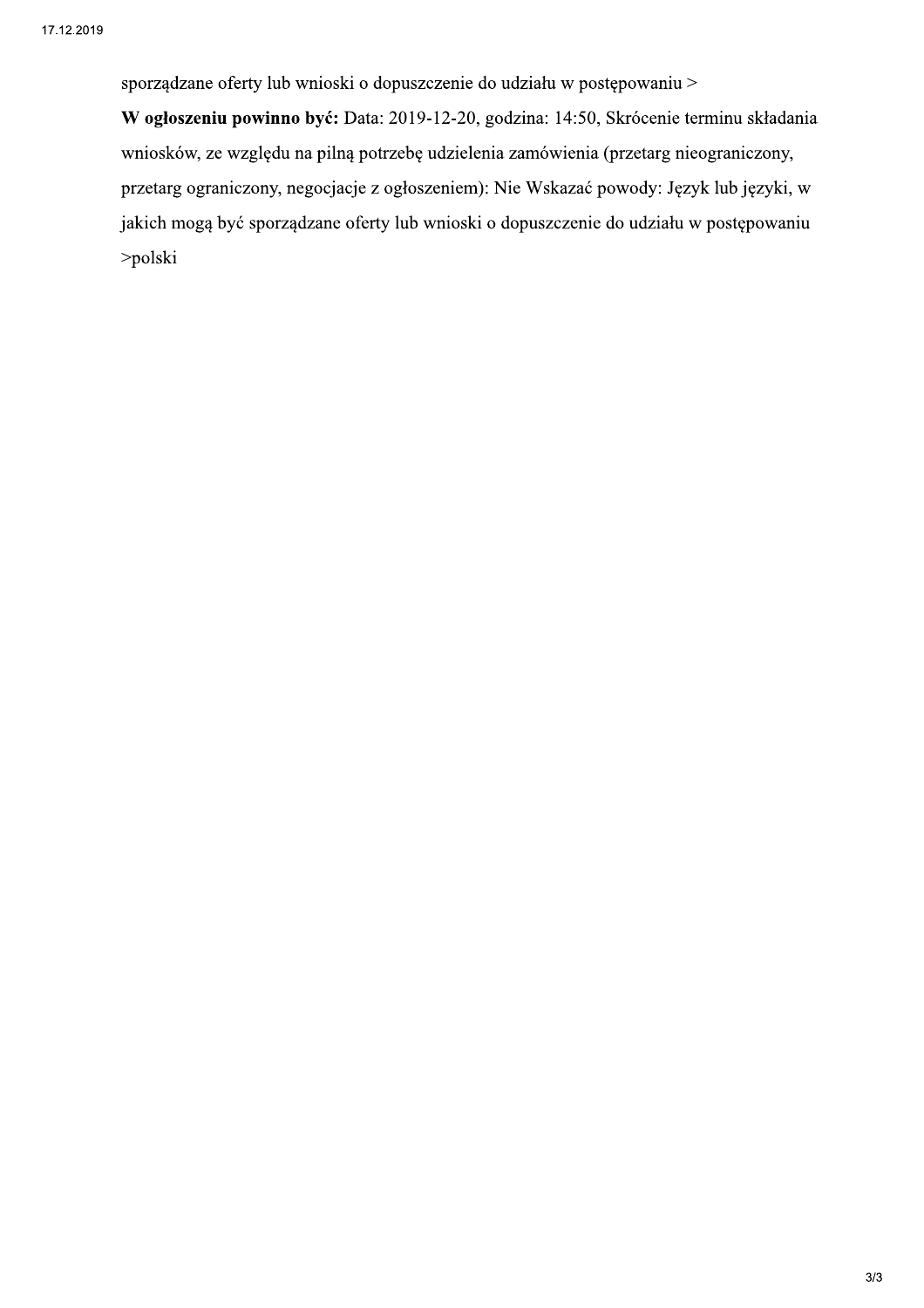sporządzane oferty lub wnioski o dopuszczenie do udziału w postępowaniu >

**W ogłoszeniu powinno być:** Data: 2019-12-20, godzina: 14:50, Skrócenie terminu składania wniosków, ze względu na pilną potrzebę udzielenia zamówienia (przetarg nieograniczony, przetarg ograniczony, negocjacje z ogłoszeniem): Nie Wskazać powody: Język lub języki, w jakich mogą być sporządzane oferty lub wnioski o dopuszczenie do udziału w postępowaniu >polski